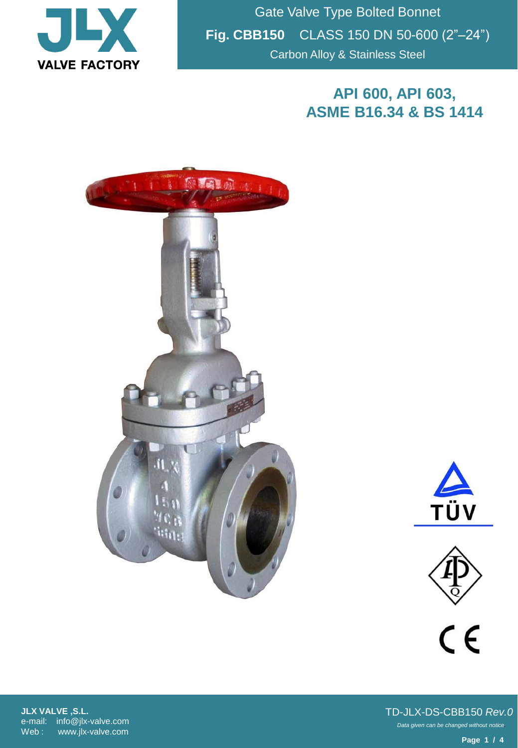JLX VALVE FACTORY

# Gate Valve Type Bolted Bonnet

**Fig. CBB150** CLASS 150 DN 50-600 (2"–24")

Carbon Alloy & Stainless Steel

## API 600, API 603, ASME B16.34 & BS 1414

**JLX VALVE ,S.L.**
e-mail: info@jlx-valve.com
Web : www.jlx-valve.com

TD-JLX-DS-CBB150 *Rev.0*

*Data given can be changed without notice*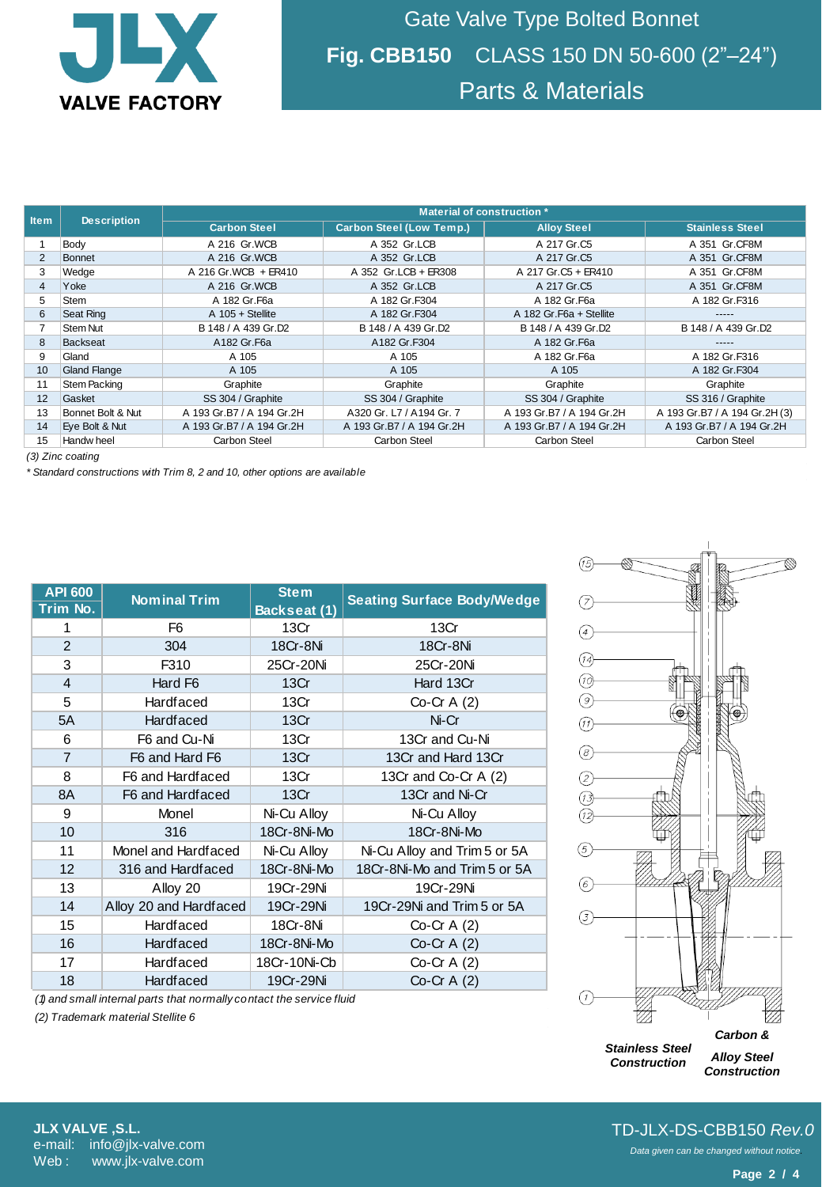# Gate Valve Type Bolted Bonnet

## Fig. CBB150 CLASS 150 DN 50-600 (2"–24")

## Parts & Materials

| Item | Description | Material of construction * | | | |
|---|---|---|---|---|---|
| | | Carbon Steel | Carbon Steel (Low Temp.) | Alloy Steel | Stainless Steel |
| 1 | Body | A 216 Gr.WCB | A 352 Gr.LCB | A 217 Gr.C5 | A 351 Gr.CF8M |
| 2 | Bonnet | A 216 Gr.WCB | A 352 Gr.LCB | A 217 Gr.C5 | A 351 Gr.CF8M |
| 3 | Wedge | A 216 Gr.WCB + ER410 | A 352 Gr.LCB + ER308 | A 217 Gr.C5 + ER410 | A 351 Gr.CF8M |
| 4 | Yoke | A 216 Gr.WCB | A 352 Gr.LCB | A 217 Gr.C5 | A 351 Gr.CF8M |
| 5 | Stem | A 182 Gr.F6a | A 182 Gr.F304 | A 182 Gr.F6a | A 182 Gr.F316 |
| 6 | Seat Ring | A 105 + Stellite | A 182 Gr.F304 | A 182 Gr.F6a + Stellite | ----- |
| 7 | Stem Nut | B 148 / A 439 Gr.D2 | B 148 / A 439 Gr.D2 | B 148 / A 439 Gr.D2 | B 148 / A 439 Gr.D2 |
| 8 | Backseat | A182 Gr.F6a | A182 Gr.F304 | A 182 Gr.F6a | ----- |
| 9 | Gland | A 105 | A 105 | A 182 Gr.F6a | A 182 Gr.F316 |
| 10 | Gland Flange | A 105 | A 105 | A 105 | A 182 Gr.F304 |
| 11 | Stem Packing | Graphite | Graphite | Graphite | Graphite |
| 12 | Gasket | SS 304 / Graphite | SS 304 / Graphite | SS 304 / Graphite | SS 316 / Graphite |
| 13 | Bonnet Bolt & Nut | A 193 Gr.B7 / A 194 Gr.2H | A320 Gr. L7 / A194 Gr. 7 | A 193 Gr.B7 / A 194 Gr.2H | A 193 Gr.B7 / A 194 Gr.2H (3) |
| 14 | Eye Bolt & Nut | A 193 Gr.B7 / A 194 Gr.2H | A 193 Gr.B7 / A 194 Gr.2H | A 193 Gr.B7 / A 194 Gr.2H | A 193 Gr.B7 / A 194 Gr.2H |
| 15 | Handwheel | Carbon Steel | Carbon Steel | Carbon Steel | Carbon Steel |

*(3) Zinc coating*

*\* Standard constructions with Trim 8, 2 and 10, other options are available*

| API 600 Trim No. | Nominal Trim | Stem Backseat (1) | Seating Surface Body/Wedge |
|---|---|---|---|
| 1 | F6 | 13Cr | 13Cr |
| 2 | 304 | 18Cr-8Ni | 18Cr-8Ni |
| 3 | F310 | 25Cr-20Ni | 25Cr-20Ni |
| 4 | Hard F6 | 13Cr | Hard 13Cr |
| 5 | Hardfaced | 13Cr | Co-Cr A (2) |
| 5A | Hardfaced | 13Cr | Ni-Cr |
| 6 | F6 and Cu-Ni | 13Cr | 13Cr and Cu-Ni |
| 7 | F6 and Hard F6 | 13Cr | 13Cr and Hard 13Cr |
| 8 | F6 and Hardfaced | 13Cr | 13Cr and Co-Cr A (2) |
| 8A | F6 and Hardfaced | 13Cr | 13Cr and Ni-Cr |
| 9 | Monel | Ni-Cu Alloy | Ni-Cu Alloy |
| 10 | 316 | 18Cr-8Ni-Mo | 18Cr-8Ni-Mo |
| 11 | Monel and Hardfaced | Ni-Cu Alloy | Ni-Cu Alloy and Trim 5 or 5A |
| 12 | 316 and Hardfaced | 18Cr-8Ni-Mo | 18Cr-8Ni-Mo and Trim 5 or 5A |
| 13 | Alloy 20 | 19Cr-29Ni | 19Cr-29Ni |
| 14 | Alloy 20 and Hardfaced | 19Cr-29Ni | 19Cr-29Ni and Trim 5 or 5A |
| 15 | Hardfaced | 18Cr-8Ni | Co-Cr A (2) |
| 16 | Hardfaced | 18Cr-8Ni-Mo | Co-Cr A (2) |
| 17 | Hardfaced | 18Cr-10Ni-Cb | Co-Cr A (2) |
| 18 | Hardfaced | 19Cr-29Ni | Co-Cr A (2) |

*(1) and small internal parts that normally contact the service fluid*

*(2) Trademark material Stellite 6*

**Stainless Steel Construction**

**Carbon & Alloy Steel Construction**

**JLX VALVE ,S.L.**
e-mail: info@jlx-valve.com
Web : www.jlx-valve.com

TD-JLX-DS-CBB150 *Rev.0*

*Data given can be changed without notice*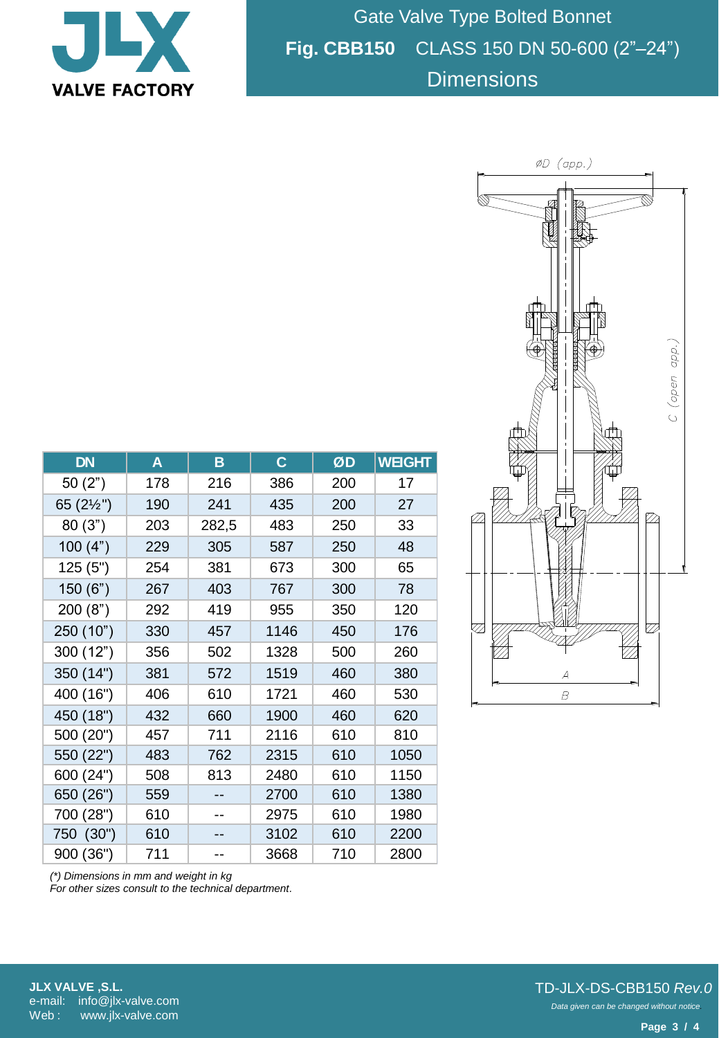# Gate Valve Type Bolted Bonnet

## Fig. CBB150 CLASS 150 DN 50-600 (2”–24”)

## Dimensions

| DN | A | B | C | ØD | WEIGHT |
|---|---|---|---|---|---|
| 50 (2”) | 178 | 216 | 386 | 200 | 17 |
| 65 (2½") | 190 | 241 | 435 | 200 | 27 |
| 80 (3”) | 203 | 282,5 | 483 | 250 | 33 |
| 100 (4”) | 229 | 305 | 587 | 250 | 48 |
| 125 (5") | 254 | 381 | 673 | 300 | 65 |
| 150 (6”) | 267 | 403 | 767 | 300 | 78 |
| 200 (8”) | 292 | 419 | 955 | 350 | 120 |
| 250 (10") | 330 | 457 | 1146 | 450 | 176 |
| 300 (12”) | 356 | 502 | 1328 | 500 | 260 |
| 350 (14") | 381 | 572 | 1519 | 460 | 380 |
| 400 (16") | 406 | 610 | 1721 | 460 | 530 |
| 450 (18") | 432 | 660 | 1900 | 460 | 620 |
| 500 (20") | 457 | 711 | 2116 | 610 | 810 |
| 550 (22") | 483 | 762 | 2315 | 610 | 1050 |
| 600 (24") | 508 | 813 | 2480 | 610 | 1150 |
| 650 (26") | 559 | -- | 2700 | 610 | 1380 |
| 700 (28") | 610 | -- | 2975 | 610 | 1980 |
| 750 (30") | 610 | -- | 3102 | 610 | 2200 |
| 900 (36") | 711 | -- | 3668 | 710 | 2800 |

*(\*) Dimensions in mm and weight in kg*
*For other sizes consult to the technical department.*

ØD (app.)

C (open app.)

A

B

**JLX VALVE ,S.L.**
e-mail: info@jlx-valve.com
Web : www.jlx-valve.com

TD-JLX-DS-CBB150 *Rev.0*
*Data given can be changed without notice*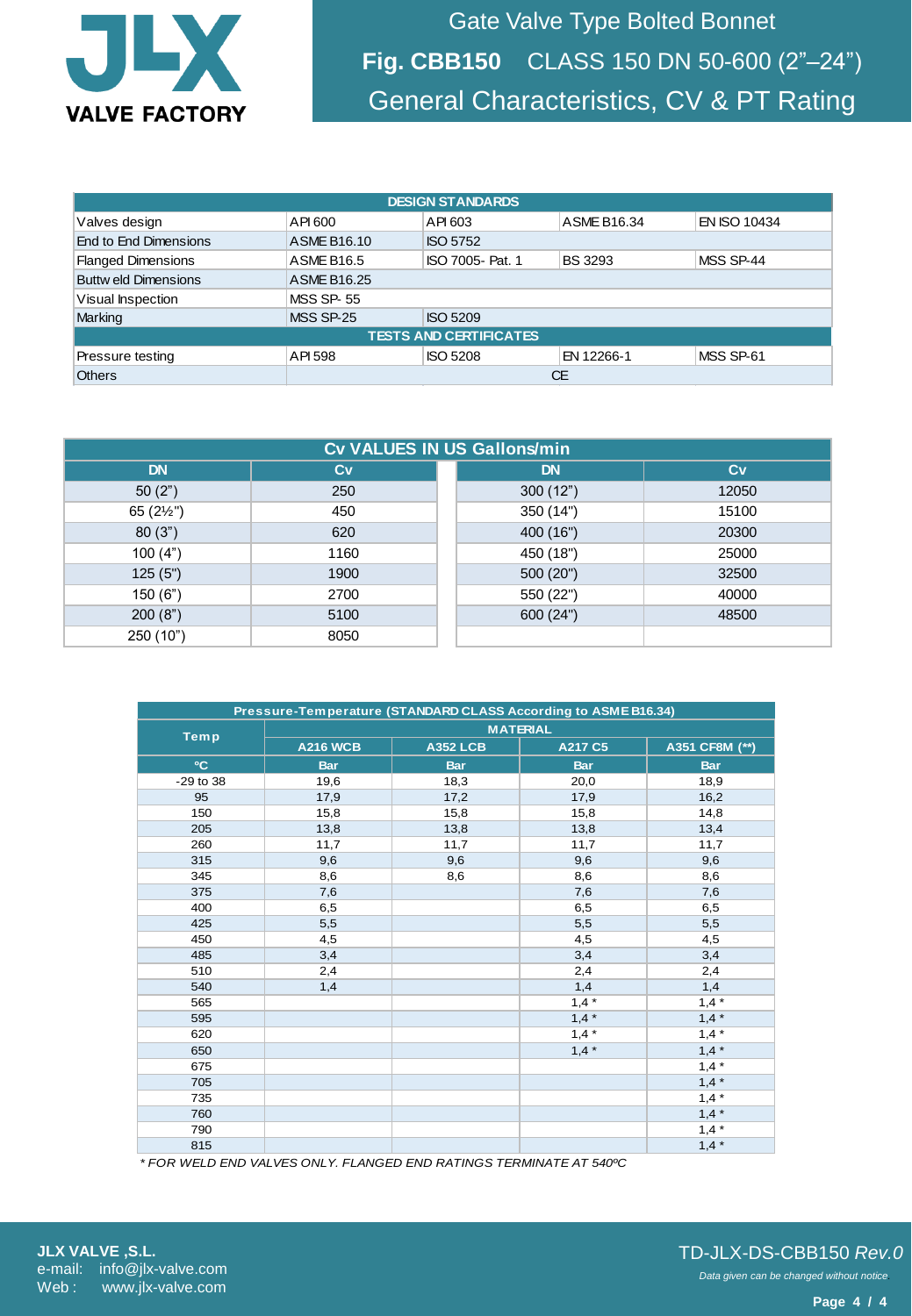# Gate Valve Type Bolted Bonnet

## **Fig. CBB150** CLASS 150 DN 50-600 (2”–24”)

## General Characteristics, CV & PT Rating

| DESIGN STANDARDS | | | | |
|---|---|---|---|---|
| Valves design | API 600 | API 603 | ASME B16.34 | EN ISO 10434 |
| End to End Dimensions | ASME B16.10 | ISO 5752 | | |
| Flanged Dimensions | ASME B16.5 | ISO 7005- Pat. 1 | BS 3293 | MSS SP-44 |
| Buttweld Dimensions | ASME B16.25 | | | |
| Visual Inspection | MSS SP- 55 | | | |
| Marking | MSS SP-25 | ISO 5209 | | |
| **TESTS AND CERTIFICATES** | | | | |
| Pressure testing | API 598 | ISO 5208 | EN 12266-1 | MSS SP-61 |
| Others | CE | | | |

| Cv VALUES IN US Gallons/min | | | |
|---|---|---|---|
| DN | Cv | DN | Cv |
| 50 (2”) | 250 | 300 (12”) | 12050 |
| 65 (2½”) | 450 | 350 (14”) | 15100 |
| 80 (3”) | 620 | 400 (16”) | 20300 |
| 100 (4”) | 1160 | 450 (18”) | 25000 |
| 125 (5”) | 1900 | 500 (20”) | 32500 |
| 150 (6”) | 2700 | 550 (22”) | 40000 |
| 200 (8”) | 5100 | 600 (24”) | 48500 |
| 250 (10”) | 8050 | | |

| Pressure-Temperature (STANDARD CLASS According to ASME B16.34) | | | | |
|---|---|---|---|---|
| Temp | MATERIAL | | | |
| | A216 WCB | A352 LCB | A217 C5 | A351 CF8M (**) |
| °C | Bar | Bar | Bar | Bar |
| -29 to 38 | 19,6 | 18,3 | 20,0 | 18,9 |
| 95 | 17,9 | 17,2 | 17,9 | 16,2 |
| 150 | 15,8 | 15,8 | 15,8 | 14,8 |
| 205 | 13,8 | 13,8 | 13,8 | 13,4 |
| 260 | 11,7 | 11,7 | 11,7 | 11,7 |
| 315 | 9,6 | 9,6 | 9,6 | 9,6 |
| 345 | 8,6 | 8,6 | 8,6 | 8,6 |
| 375 | 7,6 | | 7,6 | 7,6 |
| 400 | 6,5 | | 6,5 | 6,5 |
| 425 | 5,5 | | 5,5 | 5,5 |
| 450 | 4,5 | | 4,5 | 4,5 |
| 485 | 3,4 | | 3,4 | 3,4 |
| 510 | 2,4 | | 2,4 | 2,4 |
| 540 | 1,4 | | 1,4 | 1,4 |
| 565 | | | 1,4 * | 1,4 * |
| 595 | | | 1,4 * | 1,4 * |
| 620 | | | 1,4 * | 1,4 * |
| 650 | | | 1,4 * | 1,4 * |
| 675 | | | | 1,4 * |
| 705 | | | | 1,4 * |
| 735 | | | | 1,4 * |
| 760 | | | | 1,4 * |
| 790 | | | | 1,4 * |
| 815 | | | | 1,4 * |

*\* FOR WELD END VALVES ONLY. FLANGED END RATINGS TERMINATE AT 540ºC*

**JLX VALVE ,S.L.**
e-mail: info@jlx-valve.com
Web : www.jlx-valve.com

TD-JLX-DS-CBB150 *Rev.0*

*Data given can be changed without notice*